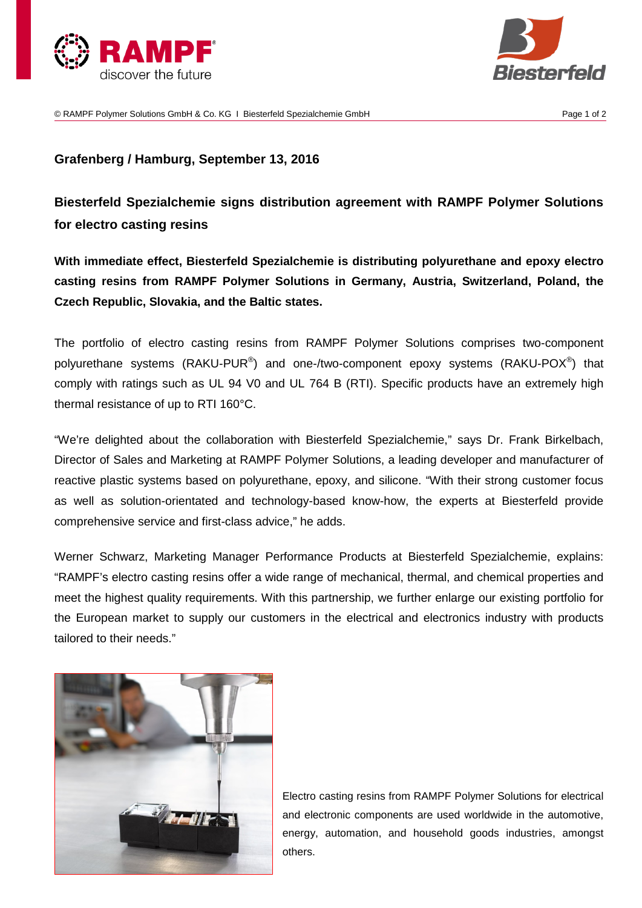**Grafenberg / Hamburg, September 13, 2016**

## Biesterfeld Spezialchemie signs distribution agreement with RAMPF Polymer Solutions for electro casting resins

**With immediate effect, Biesterfeld Spezialchemie is distributing polyurethane and epoxy electro casting resins from RAMPF Polymer Solutions in Germany, Austria, Switzerland, Poland, the Czech Republic, Slovakia, and the Baltic states.**

The portfolio of electro casting resins from RAMPF Polymer Solutions comprises two-component polyurethane systems (RAKU-PUR®) and one-/two-component epoxy systems (RAKU-POX®) that comply with ratings such as UL 94 V0 and UL 764 B (RTI). Specific products have an extremely high thermal resistance of up to RTI 160°C.

"We're delighted about the collaboration with Biesterfeld Spezialchemie," says Dr. Frank Birkelbach, Director of Sales and Marketing at RAMPF Polymer Solutions, a leading developer and manufacturer of reactive plastic systems based on polyurethane, epoxy, and silicone. "With their strong customer focus as well as solution-orientated and technology-based know-how, the experts at Biesterfeld provide comprehensive service and first-class advice," he adds.

Werner Schwarz, Marketing Manager Performance Products at Biesterfeld Spezialchemie, explains: "RAMPF's electro casting resins offer a wide range of mechanical, thermal, and chemical properties and meet the highest quality requirements. With this partnership, we further enlarge our existing portfolio for the European market to supply our customers in the electrical and electronics industry with products tailored to their needs."

Electro casting resins from RAMPF Polymer Solutions for electrical and electronic components are used worldwide in the automotive, energy, automation, and household goods industries, amongst others.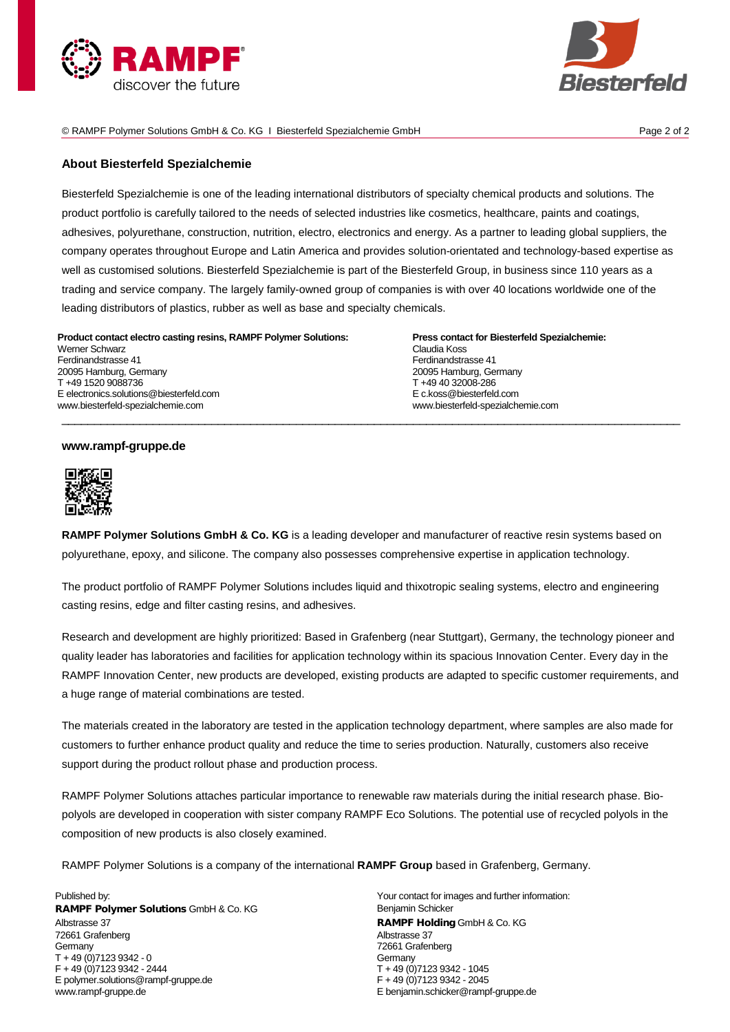## About Biesterfeld Spezialchemie

Biesterfeld Spezialchemie is one of the leading international distributors of specialty chemical products and solutions. The product portfolio is carefully tailored to the needs of selected industries like cosmetics, healthcare, paints and coatings, adhesives, polyurethane, construction, nutrition, electro, electronics and energy. As a partner to leading global suppliers, the company operates throughout Europe and Latin America and provides solution-orientated and technology-based expertise as well as customised solutions. Biesterfeld Spezialchemie is part of the Biesterfeld Group, in business since 110 years as a trading and service company. The largely family-owned group of companies is with over 40 locations worldwide one of the leading distributors of plastics, rubber as well as base and specialty chemicals.

**Product contact electro casting resins, RAMPF Polymer Solutions:**
Werner Schwarz
Ferdinandstrasse 41
20095 Hamburg, Germany
T +49 1520 9088736
E electronics.solutions@biesterfeld.com
www.biesterfeld-spezialchemie.com

**Press contact for Biesterfeld Spezialchemie:**
Claudia Koss
Ferdinandstrasse 41
20095 Hamburg, Germany
T +49 40 32008-286
E c.koss@biesterfeld.com
www.biesterfeld-spezialchemie.com

---

**www.rampf-gruppe.de**

**RAMPF Polymer Solutions GmbH & Co. KG** is a leading developer and manufacturer of reactive resin systems based on polyurethane, epoxy, and silicone. The company also possesses comprehensive expertise in application technology.

The product portfolio of RAMPF Polymer Solutions includes liquid and thixotropic sealing systems, electro and engineering casting resins, edge and filter casting resins, and adhesives.

Research and development are highly prioritized: Based in Grafenberg (near Stuttgart), Germany, the technology pioneer and quality leader has laboratories and facilities for application technology within its spacious Innovation Center. Every day in the RAMPF Innovation Center, new products are developed, existing products are adapted to specific customer requirements, and a huge range of material combinations are tested.

The materials created in the laboratory are tested in the application technology department, where samples are also made for customers to further enhance product quality and reduce the time to series production. Naturally, customers also receive support during the product rollout phase and production process.

RAMPF Polymer Solutions attaches particular importance to renewable raw materials during the initial research phase. Bio-polyols are developed in cooperation with sister company RAMPF Eco Solutions. The potential use of recycled polyols in the composition of new products is also closely examined.

RAMPF Polymer Solutions is a company of the international **RAMPF Group** based in Grafenberg, Germany.

Published by:
**RAMPF Polymer Solutions** GmbH & Co. KG
Albstrasse 37
72661 Grafenberg
Germany
T + 49 (0)7123 9342 - 0
F + 49 (0)7123 9342 - 2444
E polymer.solutions@rampf-gruppe.de
www.rampf-gruppe.de

Your contact for images and further information:
Benjamin Schicker
**RAMPF Holding** GmbH & Co. KG
Albstrasse 37
72661 Grafenberg
Germany
T + 49 (0)7123 9342 - 1045
F + 49 (0)7123 9342 - 2045
E benjamin.schicker@rampf-gruppe.de